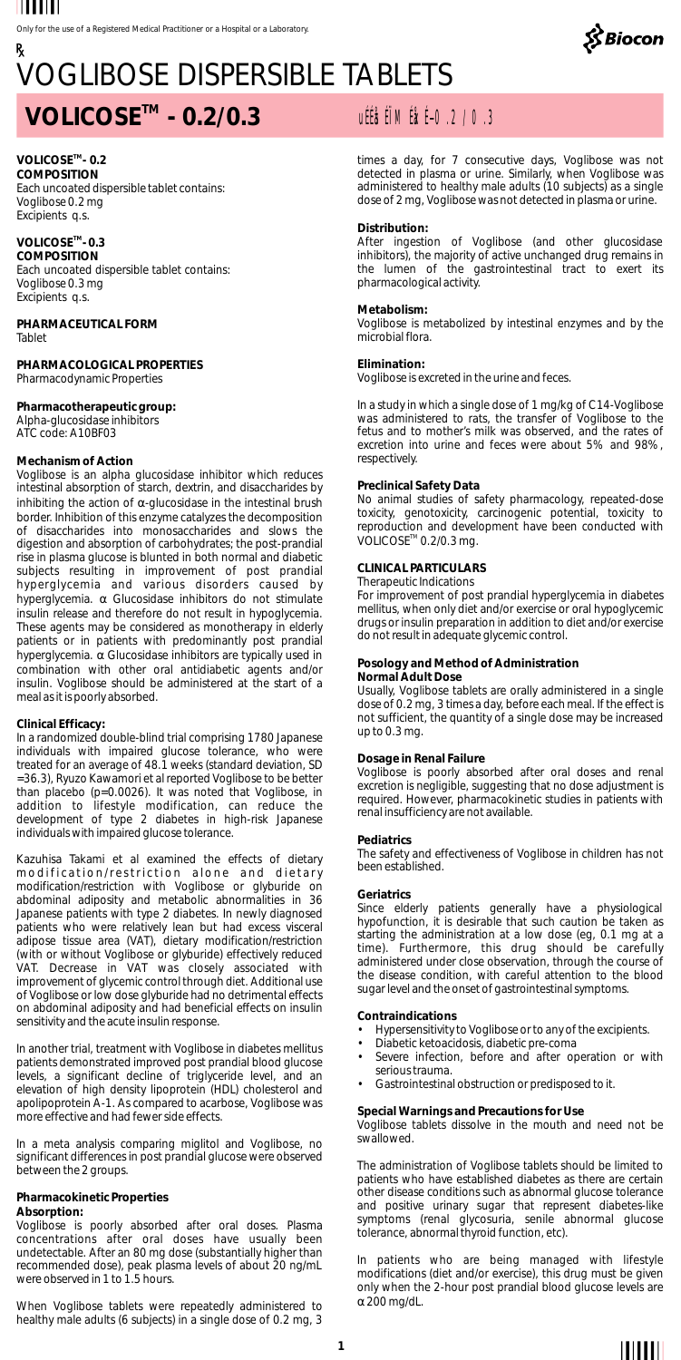Only for the use of a Registered Medical Practitioner or a Hospital or a Laboratory.

℞

# VOGLIBOSE DISPERSIBLE TABLETS

## VOLICOSE™ - 0.2/0.3

**VOLICOSE™- 0.2**
**COMPOSITION**
Each uncoated dispersible tablet contains:
Voglibose 0.2 mg
Excipients q.s.

**VOLICOSE™- 0.3**
**COMPOSITION**
Each uncoated dispersible tablet contains:
Voglibose 0.3 mg
Excipients q.s.

**PHARMACEUTICAL FORM**
Tablet

**PHARMACOLOGICAL PROPERTIES**
Pharmacodynamic Properties

**Pharmacotherapeutic group:**
Alpha-glucosidase inhibitors
ATC code: A10BF03

**Mechanism of Action**
Voglibose is an alpha glucosidase inhibitor which reduces intestinal absorption of starch, dextrin, and disaccharides by inhibiting the action of α-glucosidase in the intestinal brush border. Inhibition of this enzyme catalyzes the decomposition of disaccharides into monosaccharides and slows the digestion and absorption of carbohydrates; the post-prandial rise in plasma glucose is blunted in both normal and diabetic subjects resulting in improvement of post prandial hyperglycemia and various disorders caused by hyperglycemia. α Glucosidase inhibitors do not stimulate insulin release and therefore do not result in hypoglycemia. These agents may be considered as monotherapy in elderly patients or in patients with predominantly post prandial hyperglycemia. α Glucosidase inhibitors are typically used in combination with other oral antidiabetic agents and/or insulin. Voglibose should be administered at the start of a meal as it is poorly absorbed.

**Clinical Efficacy:**
In a randomized double-blind trial comprising 1780 Japanese individuals with impaired glucose tolerance, who were treated for an average of 48.1 weeks (standard deviation, SD =36.3), Ryuzo Kawamori et al reported Voglibose to be better than placebo (p=0.0026). It was noted that Voglibose, in addition to lifestyle modification, can reduce the development of type 2 diabetes in high-risk Japanese individuals with impaired glucose tolerance.

Kazuhisa Takami et al examined the effects of dietary modification/restriction alone and dietary modification/restriction with Voglibose or glyburide on abdominal adiposity and metabolic abnormalities in 36 Japanese patients with type 2 diabetes. In newly diagnosed patients who were relatively lean but had excess visceral adipose tissue area (VAT), dietary modification/restriction (with or without Voglibose or glyburide) effectively reduced VAT. Decrease in VAT was closely associated with improvement of glycemic control through diet. Additional use of Voglibose or low dose glyburide had no detrimental effects on abdominal adiposity and had beneficial effects on insulin sensitivity and the acute insulin response.

In another trial, treatment with Voglibose in diabetes mellitus patients demonstrated improved post prandial blood glucose levels, a significant decline of triglyceride level, and an elevation of high density lipoprotein (HDL) cholesterol and apolipoprotein A-1. As compared to acarbose, Voglibose was more effective and had fewer side effects.

In a meta analysis comparing miglitol and Voglibose, no significant differences in post prandial glucose were observed between the 2 groups.

**Pharmacokinetic Properties**
**Absorption:**
Voglibose is poorly absorbed after oral doses. Plasma concentrations after oral doses have usually been undetectable. After an 80 mg dose (substantially higher than recommended dose), peak plasma levels of about 20 ng/mL were observed in 1 to 1.5 hours.

When Voglibose tablets were repeatedly administered to healthy male adults (6 subjects) in a single dose of 0.2 mg, 3 times a day, for 7 consecutive days, Voglibose was not detected in plasma or urine. Similarly, when Voglibose was administered to healthy male adults (10 subjects) as a single dose of 2 mg, Voglibose was not detected in plasma or urine.

**Distribution:**
After ingestion of Voglibose (and other glucosidase inhibitors), the majority of active unchanged drug remains in the lumen of the gastrointestinal tract to exert its pharmacological activity.

**Metabolism:**
Voglibose is metabolized by intestinal enzymes and by the microbial flora.

**Elimination:**
Voglibose is excreted in the urine and feces.

In a study in which a single dose of 1 mg/kg of C14-Voglibose was administered to rats, the transfer of Voglibose to the fetus and to mother's milk was observed, and the rates of excretion into urine and feces were about 5% and 98%, respectively.

**Preclinical Safety Data**
No animal studies of safety pharmacology, repeated-dose toxicity, genotoxicity, carcinogenic potential, toxicity to reproduction and development have been conducted with VOLICOSE™ 0.2/0.3 mg.

**CLINICAL PARTICULARS**
Therapeutic Indications
For improvement of post prandial hyperglycemia in diabetes mellitus, when only diet and/or exercise or oral hypoglycemic drugs or insulin preparation in addition to diet and/or exercise do not result in adequate glycemic control.

**Posology and Method of Administration**
**Normal Adult Dose**
Usually, Voglibose tablets are orally administered in a single dose of 0.2 mg, 3 times a day, before each meal. If the effect is not sufficient, the quantity of a single dose may be increased up to 0.3 mg.

**Dosage in Renal Failure**
Voglibose is poorly absorbed after oral doses and renal excretion is negligible, suggesting that no dose adjustment is required. However, pharmacokinetic studies in patients with renal insufficiency are not available.

**Pediatrics**
The safety and effectiveness of Voglibose in children has not been established.

**Geriatrics**
Since elderly patients generally have a physiological hypofunction, it is desirable that such caution be taken as starting the administration at a low dose (eg, 0.1 mg at a time). Furthermore, this drug should be carefully administered under close observation, through the course of the disease condition, with careful attention to the blood sugar level and the onset of gastrointestinal symptoms.

**Contraindications**
- Hypersensitivity to Voglibose or to any of the excipients.
- Diabetic ketoacidosis, diabetic pre-coma
- Severe infection, before and after operation or with serious trauma.
- Gastrointestinal obstruction or predisposed to it.

**Special Warnings and Precautions for Use**
Voglibose tablets dissolve in the mouth and need not be swallowed.

The administration of Voglibose tablets should be limited to patients who have established diabetes as there are certain other disease conditions such as abnormal glucose tolerance and positive urinary sugar that represent diabetes-like symptoms (renal glycosuria, senile abnormal glucose tolerance, abnormal thyroid function, etc).

In patients who are being managed with lifestyle modifications (diet and/or exercise), this drug must be given only when the 2-hour post prandial blood glucose levels are α 200 mg/dL.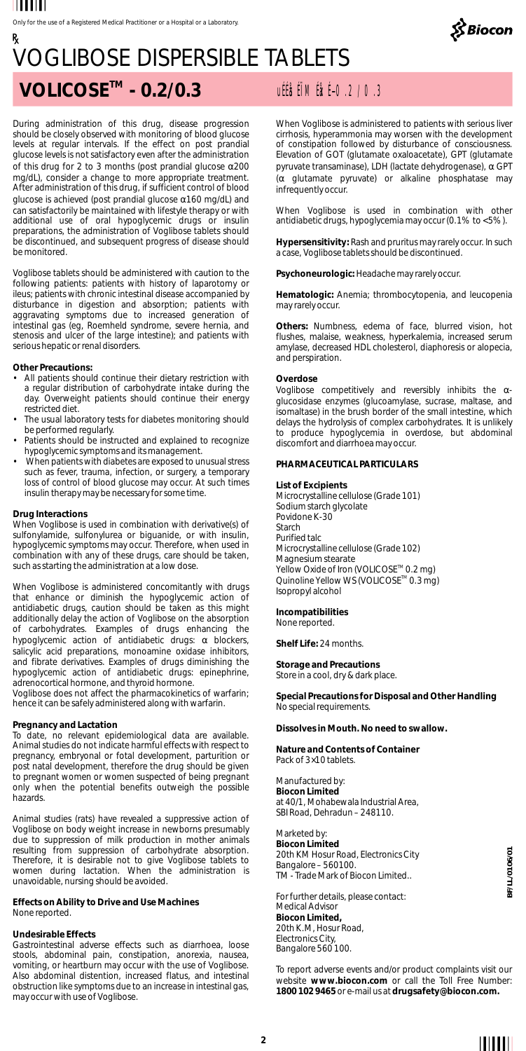Only for the use of a Registered Medical Practitioner or a Hospital or a Laboratory.

℞

# VOGLIBOSE DISPERSIBLE TABLETS

## VOLICOSE™ - 0.2/0.3

During administration of this drug, disease progression should be closely observed with monitoring of blood glucose levels at regular intervals. If the effect on post prandial glucose levels is not satisfactory even after the administration of this drug for 2 to 3 months (post prandial glucose α200 mg/dL), consider a change to more appropriate treatment. After administration of this drug, if sufficient control of blood glucose is achieved (post prandial glucose α160 mg/dL) and can satisfactorily be maintained with lifestyle therapy or with additional use of oral hypoglycemic drugs or insulin preparations, the administration of Voglibose tablets should be discontinued, and subsequent progress of disease should be monitored.

Voglibose tablets should be administered with caution to the following patients: patients with history of laparotomy or ileus; patients with chronic intestinal disease accompanied by disturbance in digestion and absorption; patients with aggravating symptoms due to increased generation of intestinal gas (eg, Roemheld syndrome, severe hernia, and stenosis and ulcer of the large intestine); and patients with serious hepatic or renal disorders.

**Other Precautions:**

- All patients should continue their dietary restriction with a regular distribution of carbohydrate intake during the day. Overweight patients should continue their energy restricted diet.
- The usual laboratory tests for diabetes monitoring should be performed regularly.
- Patients should be instructed and explained to recognize hypoglycemic symptoms and its management.
- When patients with diabetes are exposed to unusual stress such as fever, trauma, infection, or surgery, a temporary loss of control of blood glucose may occur. At such times insulin therapy may be necessary for some time.

**Drug Interactions**

When Voglibose is used in combination with derivative(s) of sulfonylamide, sulfonylurea or biguanide, or with insulin, hypoglycemic symptoms may occur. Therefore, when used in combination with any of these drugs, care should be taken, such as starting the administration at a low dose.

When Voglibose is administered concomitantly with drugs that enhance or diminish the hypoglycemic action of antidiabetic drugs, caution should be taken as this might additionally delay the action of Voglibose on the absorption of carbohydrates. Examples of drugs enhancing the hypoglycemic action of antidiabetic drugs: α blockers, salicylic acid preparations, monoamine oxidase inhibitors, and fibrate derivatives. Examples of drugs diminishing the hypoglycemic action of antidiabetic drugs: epinephrine, adrenocortical hormone, and thyroid hormone.

Voglibose does not affect the pharmacokinetics of warfarin; hence it can be safely administered along with warfarin.

**Pregnancy and Lactation**

To date, no relevant epidemiological data are available. Animal studies do not indicate harmful effects with respect to pregnancy, embryonal or fetal development, parturition or post natal development, therefore the drug should be given to pregnant women or women suspected of being pregnant only when the potential benefits outweigh the possible hazards.

Animal studies (rats) have revealed a suppressive action of Voglibose on body weight increase in newborns presumably due to suppression of milk production in mother animals resulting from suppression of carbohydrate absorption. Therefore, it is desirable not to give Voglibose tablets to women during lactation. When the administration is unavoidable, nursing should be avoided.

**Effects on Ability to Drive and Use Machines**

None reported.

**Undesirable Effects**

Gastrointestinal adverse effects such as diarrhoea, loose stools, abdominal pain, constipation, anorexia, nausea, vomiting, or heartburn may occur with the use of Voglibose. Also abdominal distention, increased flatus, and intestinal obstruction like symptoms due to an increase in intestinal gas, may occur with use of Voglibose.

When Voglibose is administered to patients with serious liver cirrhosis, hyperammonia may worsen with the development of constipation followed by disturbance of consciousness. Elevation of GOT (glutamate oxaloacetate), GPT (glutamate pyruvate transaminase), LDH (lactate dehydrogenase), α GPT (α glutamate pyruvate) or alkaline phosphatase may infrequently occur.

When Voglibose is used in combination with other antidiabetic drugs, hypoglycemia may occur (0.1% to <5%).

**Hypersensitivity:** Rash and pruritus may rarely occur. In such a case, Voglibose tablets should be discontinued.

**Psychoneurologic:** Headache may rarely occur.

**Hematologic:** Anemia; thrombocytopenia, and leucopenia may rarely occur.

**Others:** Numbness, edema of face, blurred vision, hot flushes, malaise, weakness, hyperkalemia, increased serum amylase, decreased HDL cholesterol, diaphoresis or alopecia, and perspiration.

**Overdose**

Voglibose competitively and reversibly inhibits the α-glucosidase enzymes (glucoamylase, sucrase, maltase, and isomaltase) in the brush border of the small intestine, which delays the hydrolysis of complex carbohydrates. It is unlikely to produce hypoglycemia in overdose, but abdominal discomfort and diarrhoea may occur.

**PHARMACEUTICAL PARTICULARS**

**List of Excipients**

Microcrystalline cellulose (Grade 101)
Sodium starch glycolate
Povidone K-30
Starch
Purified talc
Microcrystalline cellulose (Grade 102)
Magnesium stearate
Yellow Oxide of Iron (VOLICOSE™ 0.2 mg)
Quinoline Yellow WS (VOLICOSE™ 0.3 mg)
Isopropyl alcohol

**Incompatibilities**

None reported.

**Shelf Life:** 24 months.

**Storage and Precautions**

Store in a cool, dry & dark place.

**Special Precautions for Disposal and Other Handling**

No special requirements.

**Dissolves in Mouth. No need to swallow.**

**Nature and Contents of Container**

Pack of 3×10 tablets.

Manufactured by:
**Biocon Limited**
at 40/1, Mohabewala Industrial Area,
SBI Road, Dehradun – 248110.

Marketed by:
**Biocon Limited**
20th KM Hosur Road, Electronics City
Bangalore – 560100.
TM - Trade Mark of Biocon Limited..

For further details, please contact:
Medical Advisor
**Biocon Limited,**
20th K.M, Hosur Road,
Electronics City,
Bangalore 560 100.

To report adverse events and/or product complaints visit our website **www.biocon.com** or call the Toll Free Number: **1800 102 9465** or e-mail us at **drugsafety@biocon.com.**

BF/LL/0106/01